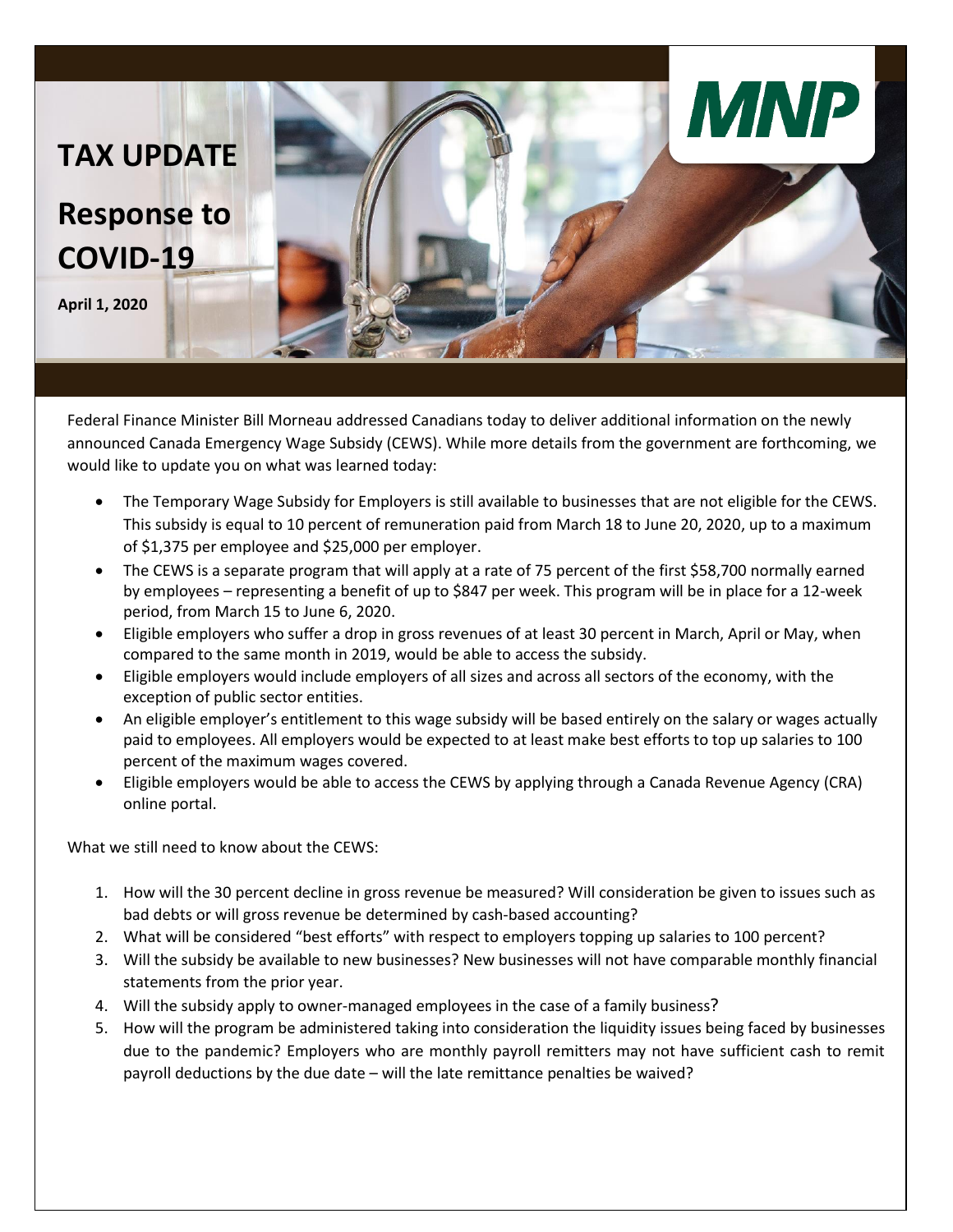# TAX UPDATE

## Response to COVID-19

**April 1, 2020**

MNP

Federal Finance Minister Bill Morneau addressed Canadians today to deliver additional information on the newly announced Canada Emergency Wage Subsidy (CEWS). While more details from the government are forthcoming, we would like to update you on what was learned today:

- The Temporary Wage Subsidy for Employers is still available to businesses that are not eligible for the CEWS. This subsidy is equal to 10 percent of remuneration paid from March 18 to June 20, 2020, up to a maximum of $1,375 per employee and $25,000 per employer.
- The CEWS is a separate program that will apply at a rate of 75 percent of the first $58,700 normally earned by employees – representing a benefit of up to $847 per week. This program will be in place for a 12-week period, from March 15 to June 6, 2020.
- Eligible employers who suffer a drop in gross revenues of at least 30 percent in March, April or May, when compared to the same month in 2019, would be able to access the subsidy.
- Eligible employers would include employers of all sizes and across all sectors of the economy, with the exception of public sector entities.
- An eligible employer's entitlement to this wage subsidy will be based entirely on the salary or wages actually paid to employees. All employers would be expected to at least make best efforts to top up salaries to 100 percent of the maximum wages covered.
- Eligible employers would be able to access the CEWS by applying through a Canada Revenue Agency (CRA) online portal.

What we still need to know about the CEWS:

1. How will the 30 percent decline in gross revenue be measured? Will consideration be given to issues such as bad debts or will gross revenue be determined by cash-based accounting?
2. What will be considered "best efforts" with respect to employers topping up salaries to 100 percent?
3. Will the subsidy be available to new businesses? New businesses will not have comparable monthly financial statements from the prior year.
4. Will the subsidy apply to owner-managed employees in the case of a family business?
5. How will the program be administered taking into consideration the liquidity issues being faced by businesses due to the pandemic? Employers who are monthly payroll remitters may not have sufficient cash to remit payroll deductions by the due date – will the late remittance penalties be waived?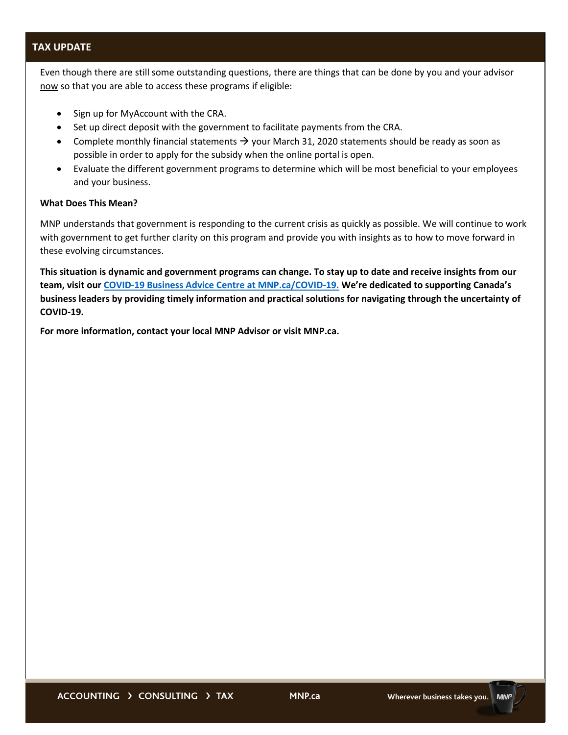## TAX UPDATE

Even though there are still some outstanding questions, there are things that can be done by you and your advisor now so that you are able to access these programs if eligible:

- Sign up for MyAccount with the CRA.
- Set up direct deposit with the government to facilitate payments from the CRA.
- Complete monthly financial statements → your March 31, 2020 statements should be ready as soon as possible in order to apply for the subsidy when the online portal is open.
- Evaluate the different government programs to determine which will be most beneficial to your employees and your business.

**What Does This Mean?**

MNP understands that government is responding to the current crisis as quickly as possible. We will continue to work with government to get further clarity on this program and provide you with insights as to how to move forward in these evolving circumstances.

**This situation is dynamic and government programs can change. To stay up to date and receive insights from our team, visit our COVID-19 Business Advice Centre at MNP.ca/COVID-19. We're dedicated to supporting Canada's business leaders by providing timely information and practical solutions for navigating through the uncertainty of COVID-19.**

**For more information, contact your local MNP Advisor or visit MNP.ca.**